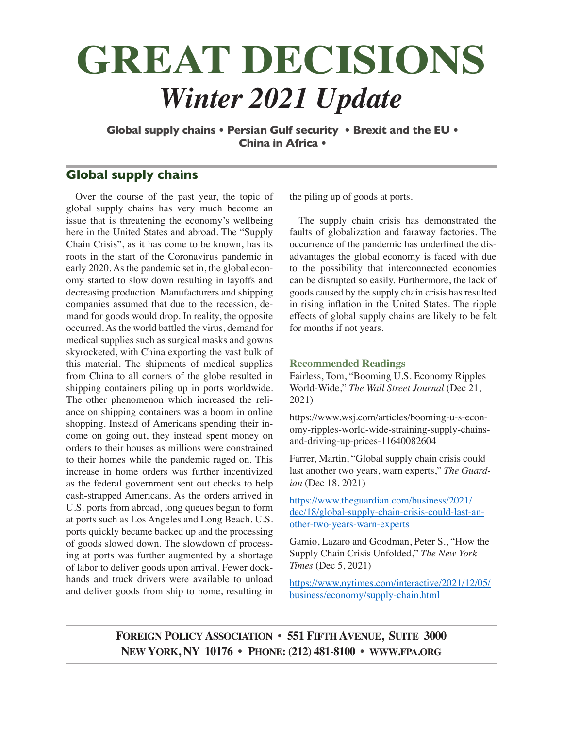# GREAT DECISIONS

## *Winter 2021 Update*

**Global supply chains • Persian Gulf security • Brexit and the EU • China in Africa •**

## Global supply chains

Over the course of the past year, the topic of global supply chains has very much become an issue that is threatening the economy's wellbeing here in the United States and abroad. The "Supply Chain Crisis", as it has come to be known, has its roots in the start of the Coronavirus pandemic in early 2020. As the pandemic set in, the global economy started to slow down resulting in layoffs and decreasing production. Manufacturers and shipping companies assumed that due to the recession, demand for goods would drop. In reality, the opposite occurred. As the world battled the virus, demand for medical supplies such as surgical masks and gowns skyrocketed, with China exporting the vast bulk of this material. The shipments of medical supplies from China to all corners of the globe resulted in shipping containers piling up in ports worldwide. The other phenomenon which increased the reliance on shipping containers was a boom in online shopping. Instead of Americans spending their income on going out, they instead spent money on orders to their houses as millions were constrained to their homes while the pandemic raged on. This increase in home orders was further incentivized as the federal government sent out checks to help cash-strapped Americans. As the orders arrived in U.S. ports from abroad, long queues began to form at ports such as Los Angeles and Long Beach. U.S. ports quickly became backed up and the processing of goods slowed down. The slowdown of processing at ports was further augmented by a shortage of labor to deliver goods upon arrival. Fewer dockhands and truck drivers were available to unload and deliver goods from ship to home, resulting in the piling up of goods at ports.

The supply chain crisis has demonstrated the faults of globalization and faraway factories. The occurrence of the pandemic has underlined the disadvantages the global economy is faced with due to the possibility that interconnected economies can be disrupted so easily. Furthermore, the lack of goods caused by the supply chain crisis has resulted in rising inflation in the United States. The ripple effects of global supply chains are likely to be felt for months if not years.

### Recommended Readings

Fairless, Tom, "Booming U.S. Economy Ripples World-Wide," *The Wall Street Journal* (Dec 21, 2021)

https://www.wsj.com/articles/booming-u-s-economy-ripples-world-wide-straining-supply-chains-and-driving-up-prices-11640082604

Farrer, Martin, "Global supply chain crisis could last another two years, warn experts," *The Guardian* (Dec 18, 2021)

https://www.theguardian.com/business/2021/dec/18/global-supply-chain-crisis-could-last-another-two-years-warn-experts

Gamio, Lazaro and Goodman, Peter S., "How the Supply Chain Crisis Unfolded," *The New York Times* (Dec 5, 2021)

https://www.nytimes.com/interactive/2021/12/05/business/economy/supply-chain.html

**FOREIGN POLICY ASSOCIATION • 551 FIFTH AVENUE, SUITE 3000**
**NEW YORK, NY 10176 • PHONE: (212) 481-8100 • WWW.FPA.ORG**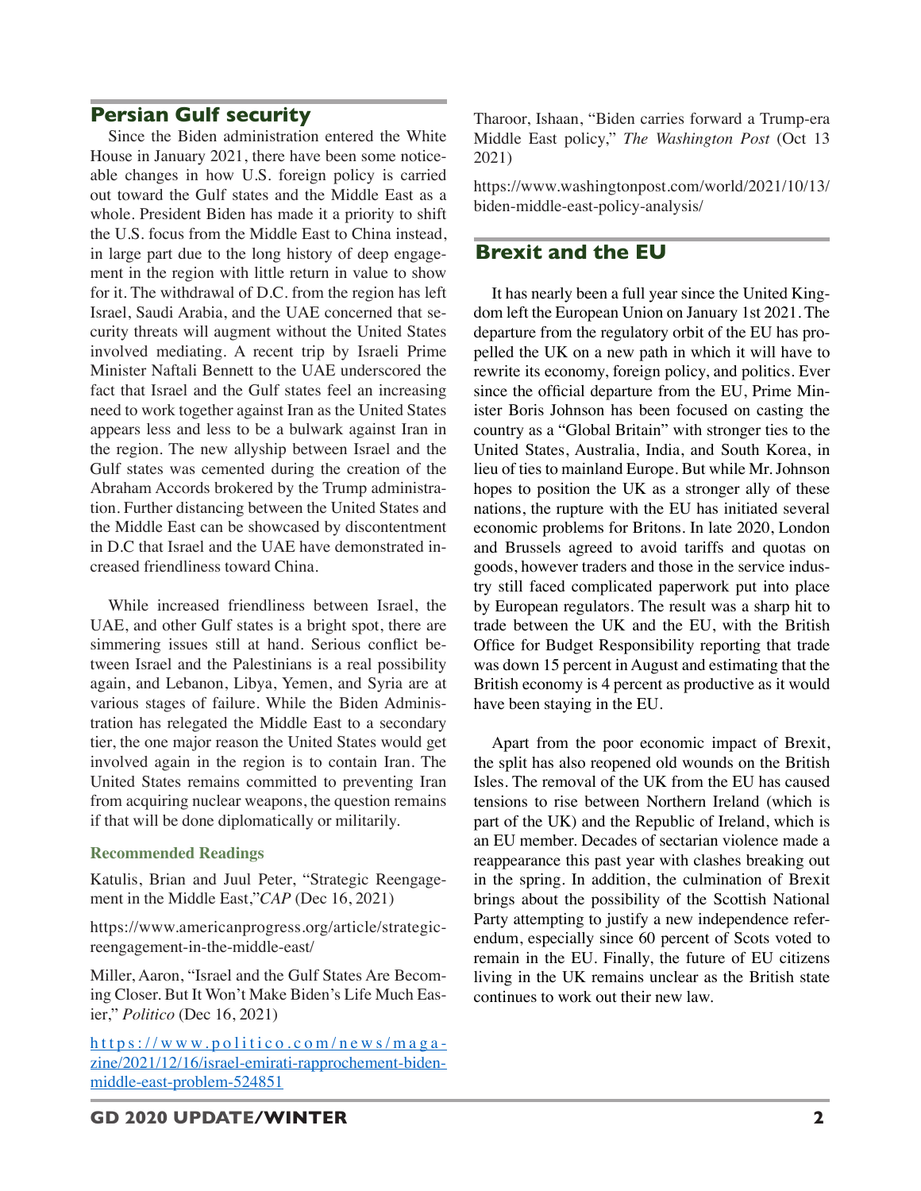## Persian Gulf security

Since the Biden administration entered the White House in January 2021, there have been some noticeable changes in how U.S. foreign policy is carried out toward the Gulf states and the Middle East as a whole. President Biden has made it a priority to shift the U.S. focus from the Middle East to China instead, in large part due to the long history of deep engagement in the region with little return in value to show for it. The withdrawal of D.C. from the region has left Israel, Saudi Arabia, and the UAE concerned that security threats will augment without the United States involved mediating. A recent trip by Israeli Prime Minister Naftali Bennett to the UAE underscored the fact that Israel and the Gulf states feel an increasing need to work together against Iran as the United States appears less and less to be a bulwark against Iran in the region. The new allyship between Israel and the Gulf states was cemented during the creation of the Abraham Accords brokered by the Trump administration. Further distancing between the United States and the Middle East can be showcased by discontentment in D.C that Israel and the UAE have demonstrated increased friendliness toward China.

While increased friendliness between Israel, the UAE, and other Gulf states is a bright spot, there are simmering issues still at hand. Serious conflict between Israel and the Palestinians is a real possibility again, and Lebanon, Libya, Yemen, and Syria are at various stages of failure. While the Biden Administration has relegated the Middle East to a secondary tier, the one major reason the United States would get involved again in the region is to contain Iran. The United States remains committed to preventing Iran from acquiring nuclear weapons, the question remains if that will be done diplomatically or militarily.

### Recommended Readings

Katulis, Brian and Juul Peter, "Strategic Reengagement in the Middle East,"*CAP* (Dec 16, 2021)

https://www.americanprogress.org/article/strategic-reengagement-in-the-middle-east/

Miller, Aaron, "Israel and the Gulf States Are Becoming Closer. But It Won't Make Biden's Life Much Easier," *Politico* (Dec 16, 2021)

https://www.politico.com/news/magazine/2021/12/16/israel-emirati-rapprochement-biden-middle-east-problem-524851

Tharoor, Ishaan, "Biden carries forward a Trump-era Middle East policy," *The Washington Post* (Oct 13 2021)

https://www.washingtonpost.com/world/2021/10/13/biden-middle-east-policy-analysis/

## Brexit and the EU

It has nearly been a full year since the United Kingdom left the European Union on January 1st 2021. The departure from the regulatory orbit of the EU has propelled the UK on a new path in which it will have to rewrite its economy, foreign policy, and politics. Ever since the official departure from the EU, Prime Minister Boris Johnson has been focused on casting the country as a "Global Britain" with stronger ties to the United States, Australia, India, and South Korea, in lieu of ties to mainland Europe. But while Mr. Johnson hopes to position the UK as a stronger ally of these nations, the rupture with the EU has initiated several economic problems for Britons. In late 2020, London and Brussels agreed to avoid tariffs and quotas on goods, however traders and those in the service industry still faced complicated paperwork put into place by European regulators. The result was a sharp hit to trade between the UK and the EU, with the British Office for Budget Responsibility reporting that trade was down 15 percent in August and estimating that the British economy is 4 percent as productive as it would have been staying in the EU.

Apart from the poor economic impact of Brexit, the split has also reopened old wounds on the British Isles. The removal of the UK from the EU has caused tensions to rise between Northern Ireland (which is part of the UK) and the Republic of Ireland, which is an EU member. Decades of sectarian violence made a reappearance this past year with clashes breaking out in the spring. In addition, the culmination of Brexit brings about the possibility of the Scottish National Party attempting to justify a new independence referendum, especially since 60 percent of Scots voted to remain in the EU. Finally, the future of EU citizens living in the UK remains unclear as the British state continues to work out their new law.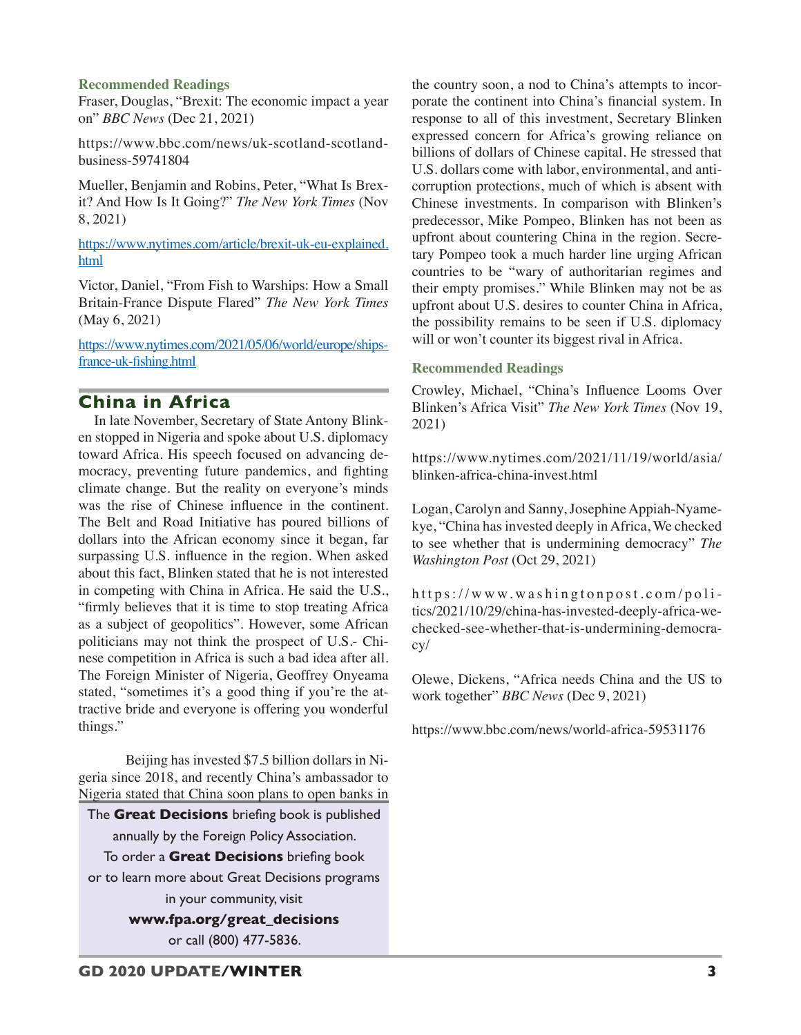### Recommended Readings

Fraser, Douglas, "Brexit: The economic impact a year on" *BBC News* (Dec 21, 2021)

https://www.bbc.com/news/uk-scotland-scotland-business-59741804

Mueller, Benjamin and Robins, Peter, "What Is Brexit? And How Is It Going?" *The New York Times* (Nov 8, 2021)

https://www.nytimes.com/article/brexit-uk-eu-explained.html

Victor, Daniel, "From Fish to Warships: How a Small Britain-France Dispute Flared" *The New York Times* (May 6, 2021)

https://www.nytimes.com/2021/05/06/world/europe/ships-france-uk-fishing.html

## China in Africa

In late November, Secretary of State Antony Blinken stopped in Nigeria and spoke about U.S. diplomacy toward Africa. His speech focused on advancing democracy, preventing future pandemics, and fighting climate change. But the reality on everyone's minds was the rise of Chinese influence in the continent. The Belt and Road Initiative has poured billions of dollars into the African economy since it began, far surpassing U.S. influence in the region. When asked about this fact, Blinken stated that he is not interested in competing with China in Africa. He said the U.S., "firmly believes that it is time to stop treating Africa as a subject of geopolitics". However, some African politicians may not think the prospect of U.S.- Chinese competition in Africa is such a bad idea after all. The Foreign Minister of Nigeria, Geoffrey Onyeama stated, "sometimes it's a good thing if you're the attractive bride and everyone is offering you wonderful things."

Beijing has invested $7.5 billion dollars in Nigeria since 2018, and recently China's ambassador to Nigeria stated that China soon plans to open banks in the country soon, a nod to China's attempts to incorporate the continent into China's financial system. In response to all of this investment, Secretary Blinken expressed concern for Africa's growing reliance on billions of dollars of Chinese capital. He stressed that U.S. dollars come with labor, environmental, and anti-corruption protections, much of which is absent with Chinese investments. In comparison with Blinken's predecessor, Mike Pompeo, Blinken has not been as upfront about countering China in the region. Secretary Pompeo took a much harder line urging African countries to be "wary of authoritarian regimes and their empty promises." While Blinken may not be as upfront about U.S. desires to counter China in Africa, the possibility remains to be seen if U.S. diplomacy will or won't counter its biggest rival in Africa.

### Recommended Readings

Crowley, Michael, "China's Influence Looms Over Blinken's Africa Visit" *The New York Times* (Nov 19, 2021)

https://www.nytimes.com/2021/11/19/world/asia/blinken-africa-china-invest.html

Logan, Carolyn and Sanny, Josephine Appiah-Nyamekye, "China has invested deeply in Africa, We checked to see whether that is undermining democracy" *The Washington Post* (Oct 29, 2021)

https://www.washingtonpost.com/politics/2021/10/29/china-has-invested-deeply-africa-we-checked-see-whether-that-is-undermining-democracy/

Olewe, Dickens, "Africa needs China and the US to work together" *BBC News* (Dec 9, 2021)

https://www.bbc.com/news/world-africa-59531176

The **Great Decisions** briefing book is published annually by the Foreign Policy Association.
To order a **Great Decisions** briefing book or to learn more about Great Decisions programs in your community, visit
**www.fpa.org/great_decisions**
or call (800) 477-5836.